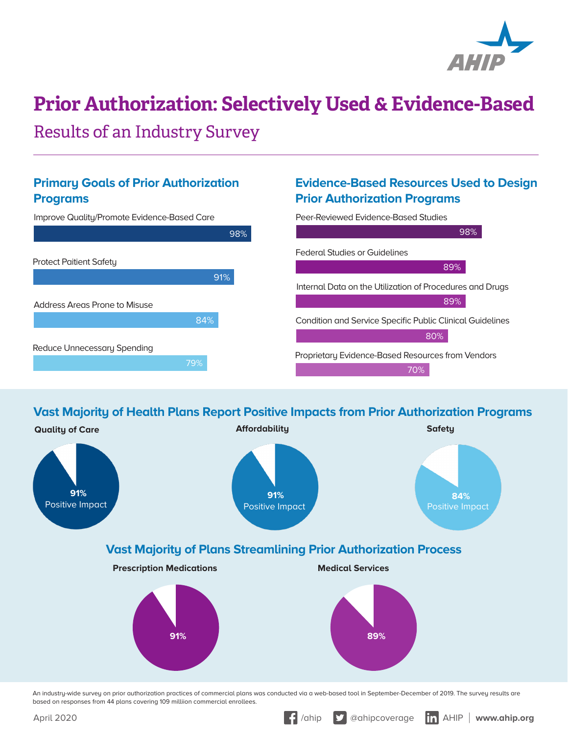AHIP

# Prior Authorization: Selectively Used & Evidence-Based

## Results of an Industry Survey

### Primary Goals of Prior Authorization Programs

| Goal | Percentage |
| --- | --- |
| Improve Quality/Promote Evidence-Based Care | 98% |
| Protect Paitient Safety | 91% |
| Address Areas Prone to Misuse | 84% |
| Reduce Unnecessary Spending | 79% |

### Evidence-Based Resources Used to Design Prior Authorization Programs

| Resource | Percentage |
| --- | --- |
| Peer-Reviewed Evidence-Based Studies | 98% |
| Federal Studies or Guidelines | 89% |
| Internal Data on the Utilization of Procedures and Drugs | 89% |
| Condition and Service Specific Public Clinical Guidelines | 80% |
| Proprietary Evidence-Based Resources from Vendors | 70% |

### Vast Majority of Health Plans Report Positive Impacts from Prior Authorization Programs

**Quality of Care**
91% Positive Impact

**Affordability**
91% Positive Impact

**Safety**
84% Positive Impact

### Vast Majority of Plans Streamlining Prior Authorization Process

**Prescription Medications**
91%

**Medical Services**
89%

An industry-wide survey on prior authorization practices of commercial plans was conducted via a web-based tool in September-December of 2019. The survey results are based on responses from 44 plans covering 109 milliion commercial enrollees.

April 2020

/ahip | @ahipcoverage | AHIP | www.ahip.org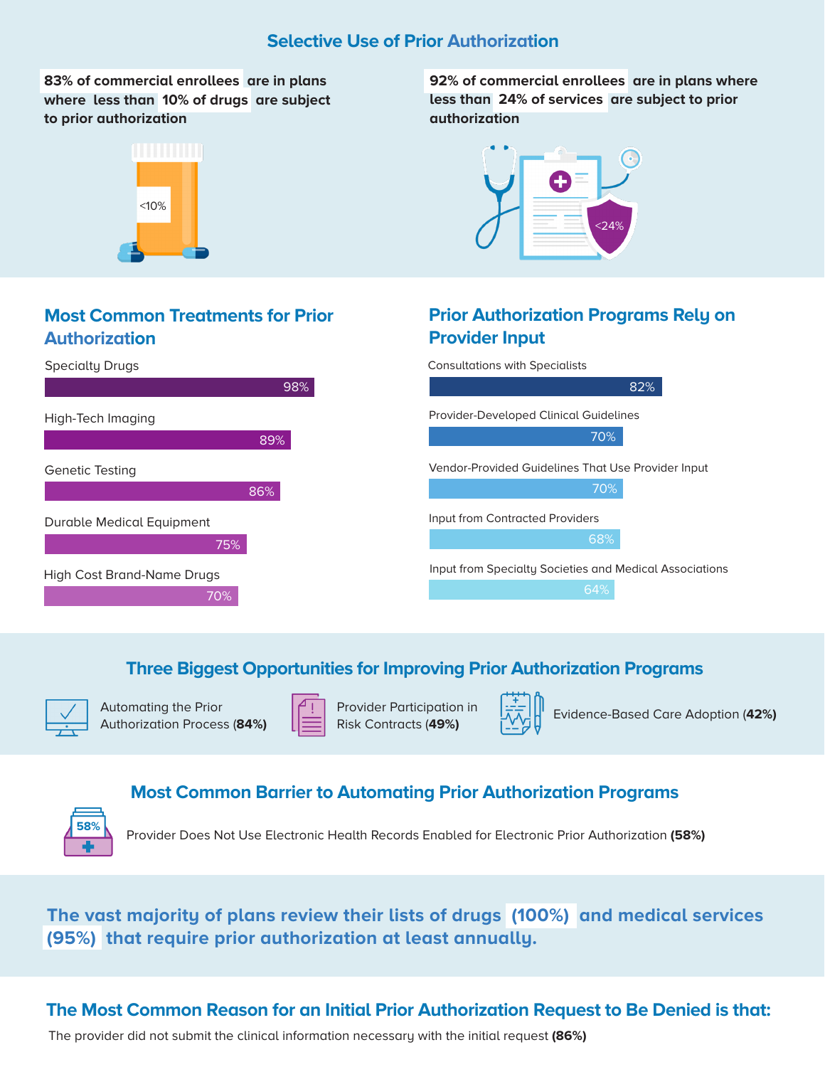## Selective Use of Prior Authorization

**83% of commercial enrollees are in plans where less than 10% of drugs are subject to prior authorization**

<10%

**92% of commercial enrollees are in plans where less than 24% of services are subject to prior authorization**

<24%

## Most Common Treatments for Prior Authorization

Specialty Drugs
98%

High-Tech Imaging
89%

Genetic Testing
86%

Durable Medical Equipment
75%

High Cost Brand-Name Drugs
70%

## Prior Authorization Programs Rely on Provider Input

Consultations with Specialists
82%

Provider-Developed Clinical Guidelines
70%

Vendor-Provided Guidelines That Use Provider Input
70%

Input from Contracted Providers
68%

Input from Specialty Societies and Medical Associations
64%

## Three Biggest Opportunities for Improving Prior Authorization Programs

- Automating the Prior Authorization Process (**84%**)
- Provider Participation in Risk Contracts (**49%**)
- Evidence-Based Care Adoption (**42%**)

## Most Common Barrier to Automating Prior Authorization Programs

58%

Provider Does Not Use Electronic Health Records Enabled for Electronic Prior Authorization (**58%**)

**The vast majority of plans review their lists of drugs (100%) and medical services (95%) that require prior authorization at least annually.**

## The Most Common Reason for an Initial Prior Authorization Request to Be Denied is that:

The provider did not submit the clinical information necessary with the initial request (**86%**)